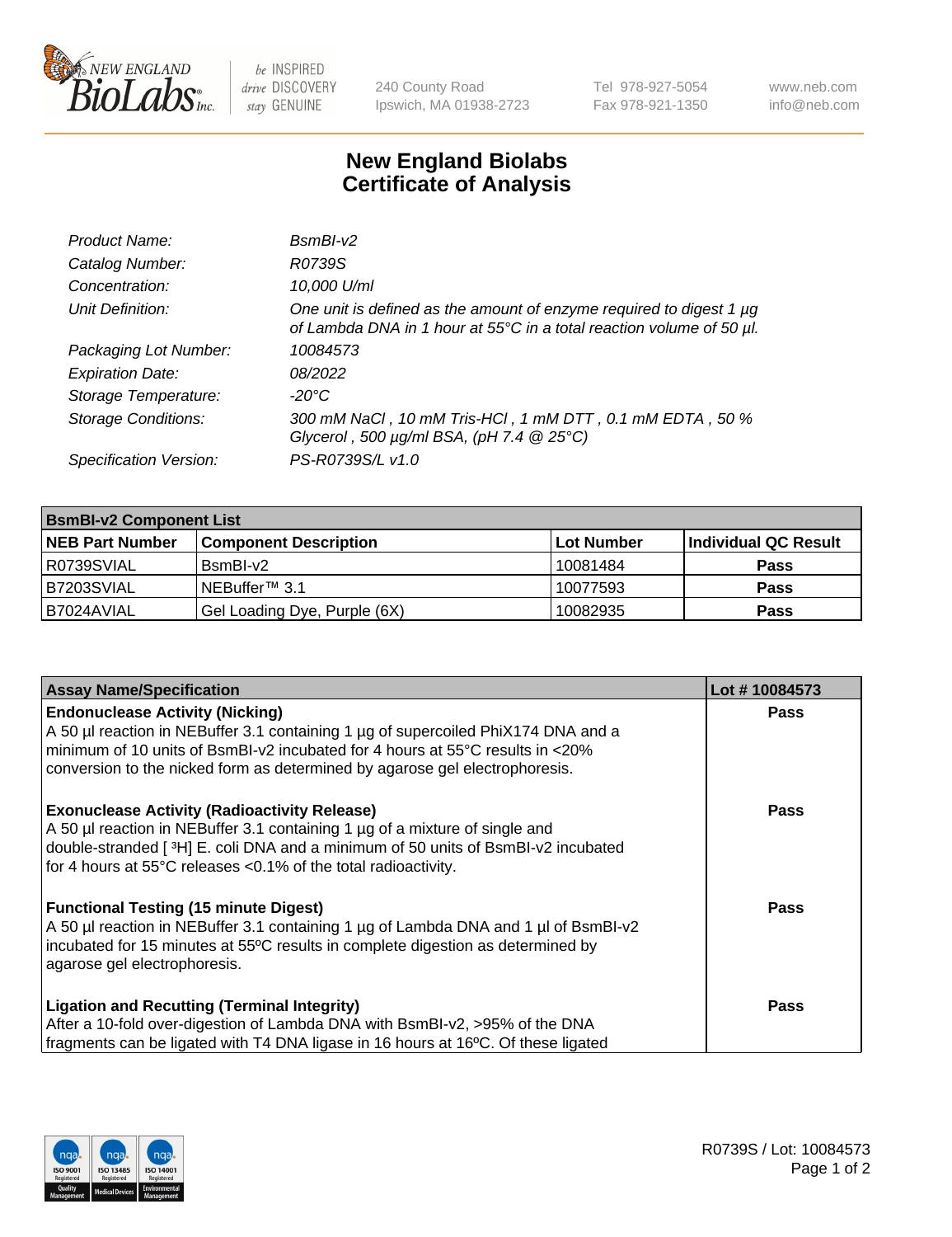# New England Biolabs
## Certificate of Analysis

| | |
|---|---|
| *Product Name:* | *BsmBI-v2* |
| *Catalog Number:* | *R0739S* |
| *Concentration:* | *10,000 U/ml* |
| *Unit Definition:* | *One unit is defined as the amount of enzyme required to digest 1 µg of Lambda DNA in 1 hour at 55°C in a total reaction volume of 50 µl.* |
| *Packaging Lot Number:* | *10084573* |
| *Expiration Date:* | *08/2022* |
| *Storage Temperature:* | *-20°C* |
| *Storage Conditions:* | *300 mM NaCl , 10 mM Tris-HCl , 1 mM DTT , 0.1 mM EDTA , 50 % Glycerol , 500 µg/ml BSA, (pH 7.4 @ 25°C)* |
| *Specification Version:* | *PS-R0739S/L v1.0* |

| **BsmBI-v2 Component List** | | | |
|---|---|---|---|
| **NEB Part Number** | **Component Description** | **Lot Number** | **Individual QC Result** |
| R0739SVIAL | BsmBI-v2 | 10081484 | **Pass** |
| B7203SVIAL | NEBuffer™ 3.1 | 10077593 | **Pass** |
| B7024AVIAL | Gel Loading Dye, Purple (6X) | 10082935 | **Pass** |

| **Assay Name/Specification** | **Lot # 10084573** |
|---|---|
| **Endonuclease Activity (Nicking)** A 50 µl reaction in NEBuffer 3.1 containing 1 µg of supercoiled PhiX174 DNA and a minimum of 10 units of BsmBI-v2 incubated for 4 hours at 55°C results in <20% conversion to the nicked form as determined by agarose gel electrophoresis. | **Pass** |
| **Exonuclease Activity (Radioactivity Release)** A 50 µl reaction in NEBuffer 3.1 containing 1 µg of a mixture of single and double-stranded [ $^3$H] E. coli DNA and a minimum of 50 units of BsmBI-v2 incubated for 4 hours at 55°C releases <0.1% of the total radioactivity. | **Pass** |
| **Functional Testing (15 minute Digest)** A 50 µl reaction in NEBuffer 3.1 containing 1 µg of Lambda DNA and 1 µl of BsmBI-v2 incubated for 15 minutes at 55ºC results in complete digestion as determined by agarose gel electrophoresis. | **Pass** |
| **Ligation and Recutting (Terminal Integrity)** After a 10-fold over-digestion of Lambda DNA with BsmBI-v2, >95% of the DNA fragments can be ligated with T4 DNA ligase in 16 hours at 16ºC. Of these ligated | **Pass** |

R0739S / Lot: 10084573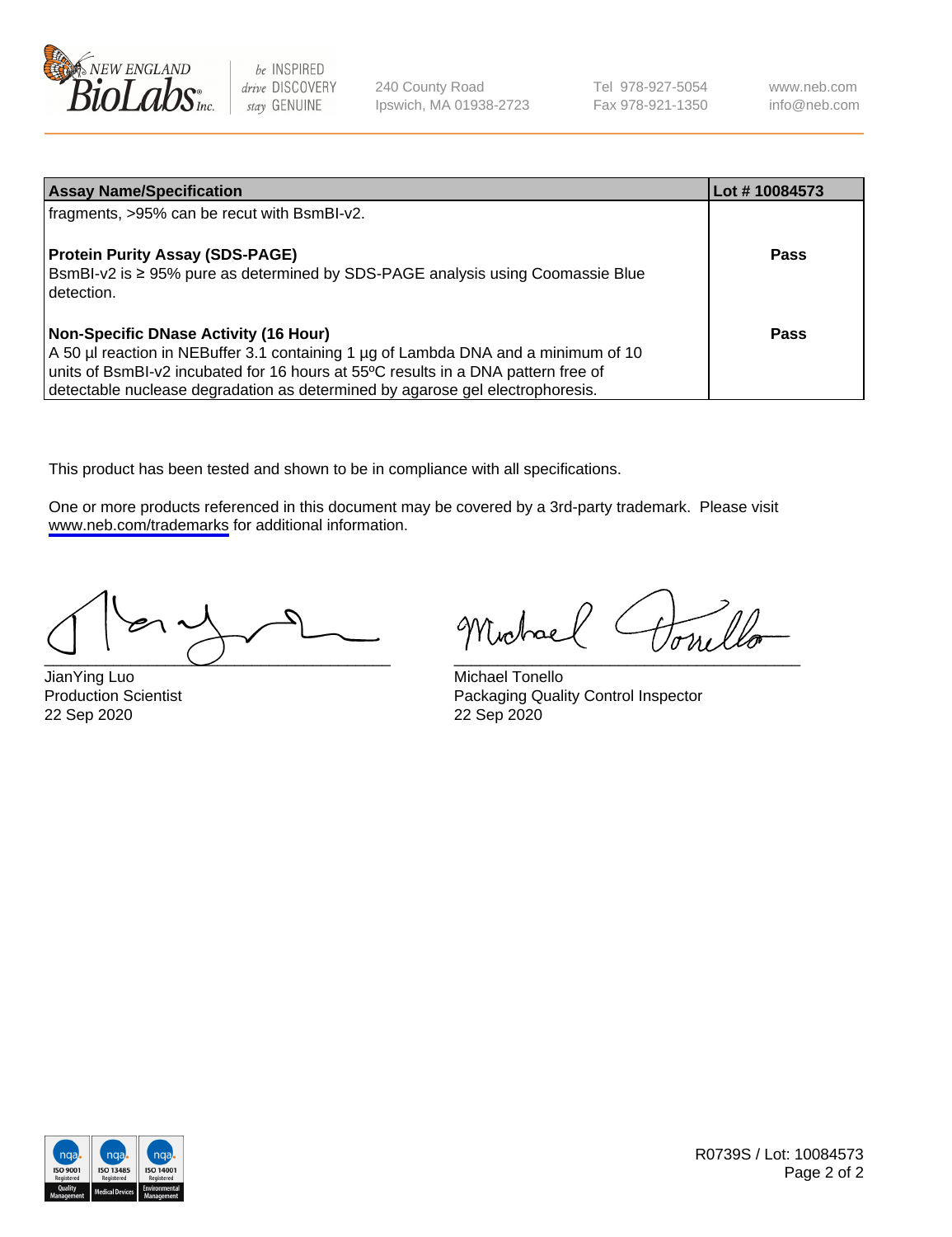| Assay Name/Specification | Lot # 10084573 |
| --- | --- |
| fragments, >95% can be recut with BsmBI-v2. | |
| **Protein Purity Assay (SDS-PAGE)**<br>BsmBI-v2 is ≥ 95% pure as determined by SDS-PAGE analysis using Coomassie Blue detection. | **Pass** |
| **Non-Specific DNase Activity (16 Hour)**<br>A 50 µl reaction in NEBuffer 3.1 containing 1 µg of Lambda DNA and a minimum of 10 units of BsmBI-v2 incubated for 16 hours at 55ºC results in a DNA pattern free of detectable nuclease degradation as determined by agarose gel electrophoresis. | **Pass** |

This product has been tested and shown to be in compliance with all specifications.

One or more products referenced in this document may be covered by a 3rd-party trademark. Please visit www.neb.com/trademarks for additional information.

JianYing Luo
Production Scientist
22 Sep 2020

Michael Tonello
Packaging Quality Control Inspector
22 Sep 2020

R0739S / Lot: 10084573